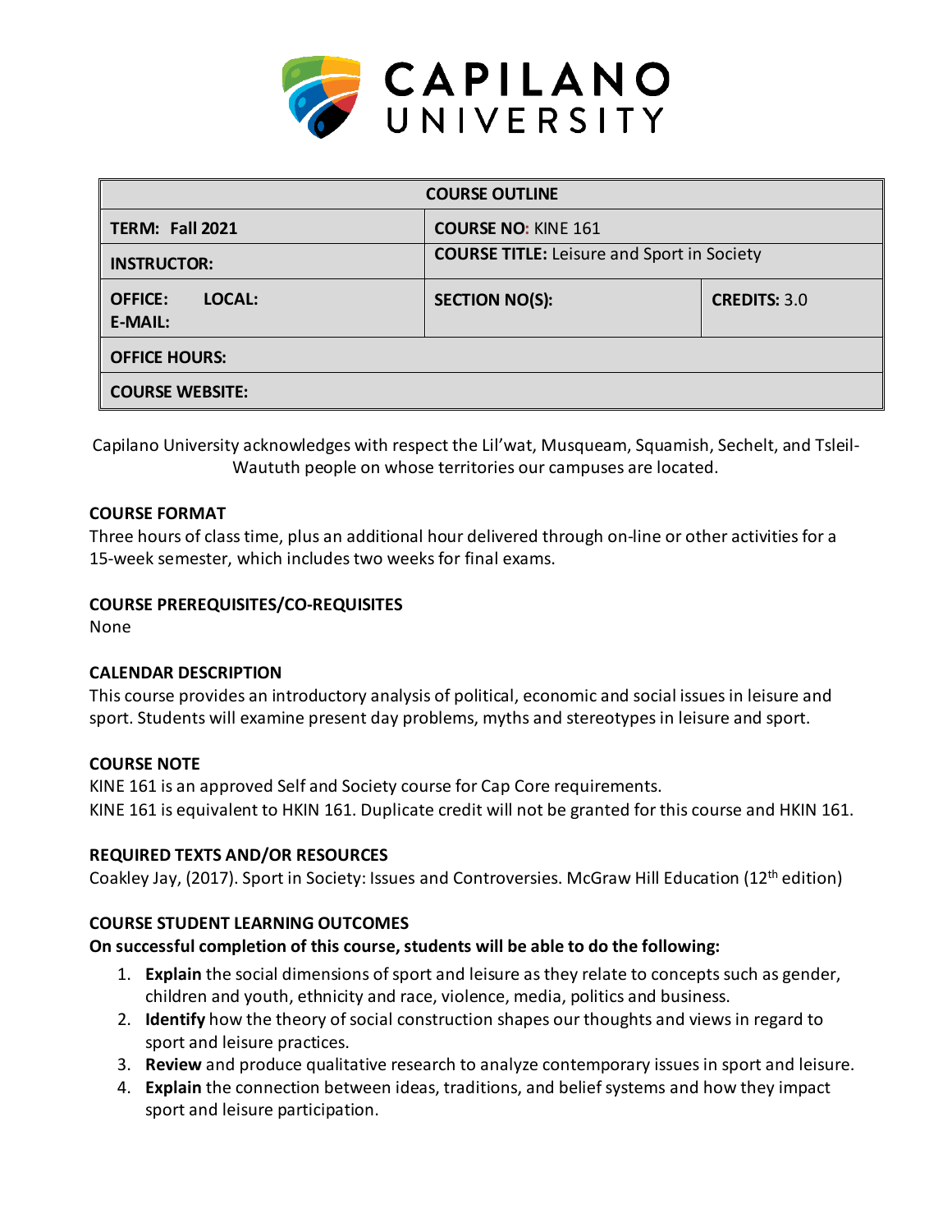CAPILANO UNIVERSITY

| COURSE OUTLINE | | |
|---|---|---|
| **TERM: Fall 2021** | **COURSE NO:** KINE 161 | |
| **INSTRUCTOR:** | **COURSE TITLE:** Leisure and Sport in Society | |
| **OFFICE: LOCAL:** **E-MAIL:** | **SECTION NO(S):** | **CREDITS:** 3.0 |
| **OFFICE HOURS:** | | |
| **COURSE WEBSITE:** | | |

Capilano University acknowledges with respect the Lil'wat, Musqueam, Squamish, Sechelt, and Tsleil-Waututh people on whose territories our campuses are located.

### COURSE FORMAT

Three hours of class time, plus an additional hour delivered through on-line or other activities for a 15-week semester, which includes two weeks for final exams.

### COURSE PREREQUISITES/CO-REQUISITES

None

### CALENDAR DESCRIPTION

This course provides an introductory analysis of political, economic and social issues in leisure and sport. Students will examine present day problems, myths and stereotypes in leisure and sport.

### COURSE NOTE

KINE 161 is an approved Self and Society course for Cap Core requirements.
KINE 161 is equivalent to HKIN 161. Duplicate credit will not be granted for this course and HKIN 161.

### REQUIRED TEXTS AND/OR RESOURCES

Coakley Jay, (2017). Sport in Society: Issues and Controversies. McGraw Hill Education (12th edition)

### COURSE STUDENT LEARNING OUTCOMES

**On successful completion of this course, students will be able to do the following:**

1. **Explain** the social dimensions of sport and leisure as they relate to concepts such as gender, children and youth, ethnicity and race, violence, media, politics and business.
2. **Identify** how the theory of social construction shapes our thoughts and views in regard to sport and leisure practices.
3. **Review** and produce qualitative research to analyze contemporary issues in sport and leisure.
4. **Explain** the connection between ideas, traditions, and belief systems and how they impact sport and leisure participation.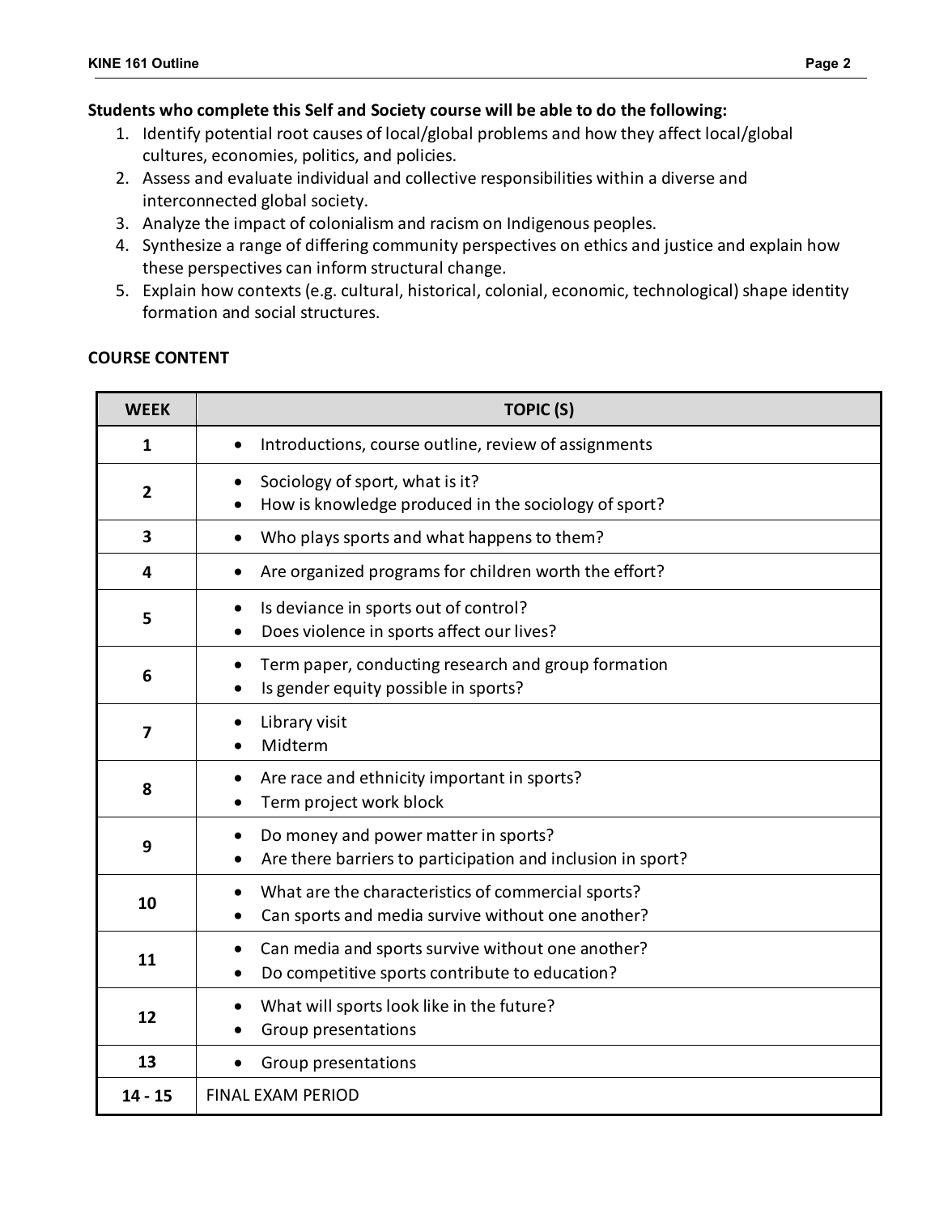**Students who complete this Self and Society course will be able to do the following:**

1. Identify potential root causes of local/global problems and how they affect local/global cultures, economies, politics, and policies.
2. Assess and evaluate individual and collective responsibilities within a diverse and interconnected global society.
3. Analyze the impact of colonialism and racism on Indigenous peoples.
4. Synthesize a range of differing community perspectives on ethics and justice and explain how these perspectives can inform structural change.
5. Explain how contexts (e.g. cultural, historical, colonial, economic, technological) shape identity formation and social structures.

## COURSE CONTENT

| WEEK | TOPIC (S) |
|---|---|
| 1 | • Introductions, course outline, review of assignments |
| 2 | • Sociology of sport, what is it?<br>• How is knowledge produced in the sociology of sport? |
| 3 | • Who plays sports and what happens to them? |
| 4 | • Are organized programs for children worth the effort? |
| 5 | • Is deviance in sports out of control?<br>• Does violence in sports affect our lives? |
| 6 | • Term paper, conducting research and group formation<br>• Is gender equity possible in sports? |
| 7 | • Library visit<br>• Midterm |
| 8 | • Are race and ethnicity important in sports?<br>• Term project work block |
| 9 | • Do money and power matter in sports?<br>• Are there barriers to participation and inclusion in sport? |
| 10 | • What are the characteristics of commercial sports?<br>• Can sports and media survive without one another? |
| 11 | • Can media and sports survive without one another?<br>• Do competitive sports contribute to education? |
| 12 | • What will sports look like in the future?<br>• Group presentations |
| 13 | • Group presentations |
| 14 - 15 | FINAL EXAM PERIOD |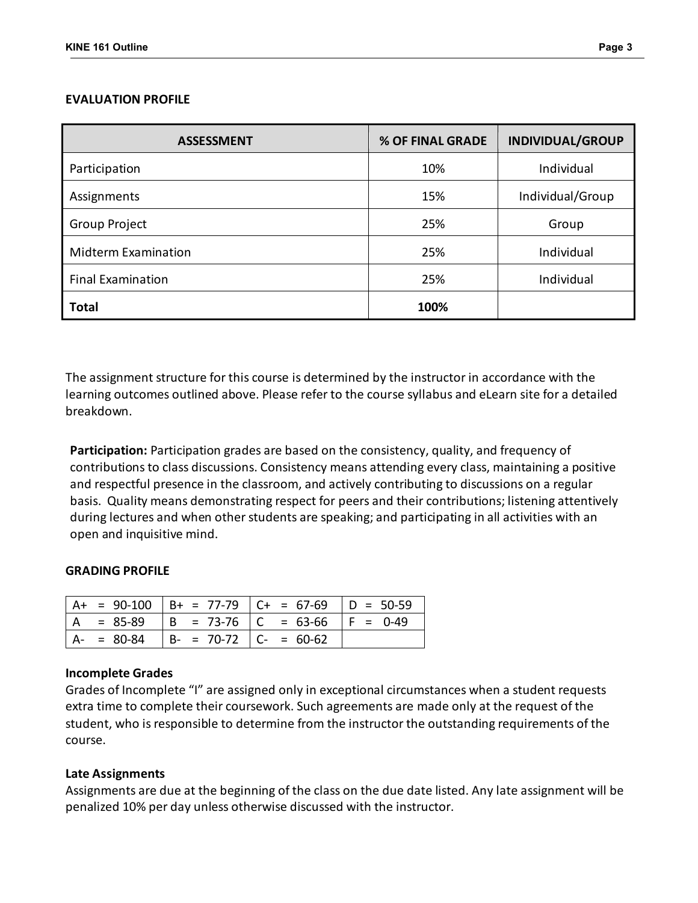## EVALUATION PROFILE

| ASSESSMENT | % OF FINAL GRADE | INDIVIDUAL/GROUP |
|---|---|---|
| Participation | 10% | Individual |
| Assignments | 15% | Individual/Group |
| Group Project | 25% | Group |
| Midterm Examination | 25% | Individual |
| Final Examination | 25% | Individual |
| **Total** | **100%** | |

The assignment structure for this course is determined by the instructor in accordance with the learning outcomes outlined above. Please refer to the course syllabus and eLearn site for a detailed breakdown.

**Participation:** Participation grades are based on the consistency, quality, and frequency of contributions to class discussions. Consistency means attending every class, maintaining a positive and respectful presence in the classroom, and actively contributing to discussions on a regular basis. Quality means demonstrating respect for peers and their contributions; listening attentively during lectures and when other students are speaking; and participating in all activities with an open and inquisitive mind.

## GRADING PROFILE

| | | | |
|---|---|---|---|
| A+ = 90-100 | B+ = 77-79 | C+ = 67-69 | D = 50-59 |
| A = 85-89 | B = 73-76 | C = 63-66 | F = 0-49 |
| A- = 80-84 | B- = 70-72 | C- = 60-62 | |

### Incomplete Grades

Grades of Incomplete "I" are assigned only in exceptional circumstances when a student requests extra time to complete their coursework. Such agreements are made only at the request of the student, who is responsible to determine from the instructor the outstanding requirements of the course.

### Late Assignments

Assignments are due at the beginning of the class on the due date listed. Any late assignment will be penalized 10% per day unless otherwise discussed with the instructor.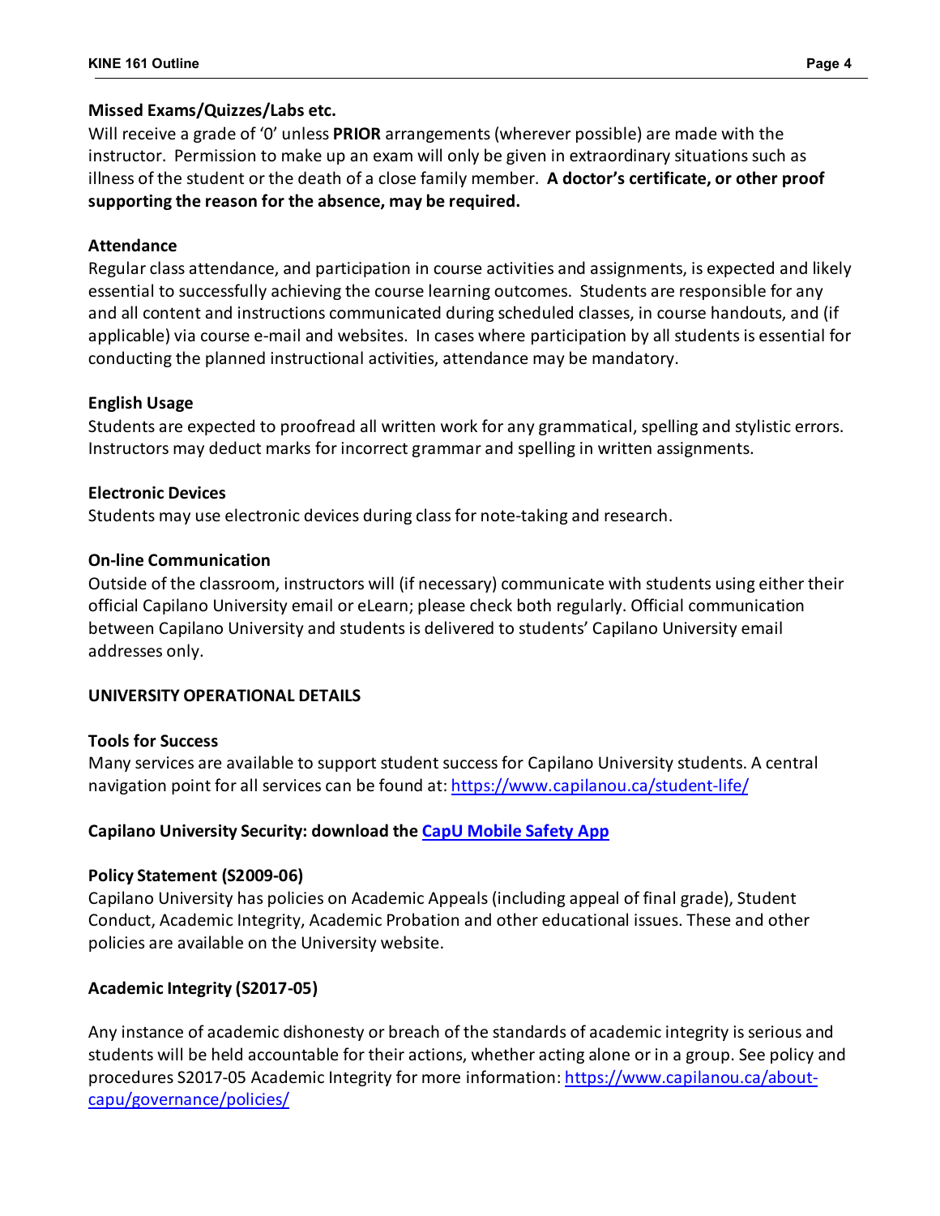**Missed Exams/Quizzes/Labs etc.**

Will receive a grade of '0' unless **PRIOR** arrangements (wherever possible) are made with the instructor. Permission to make up an exam will only be given in extraordinary situations such as illness of the student or the death of a close family member. **A doctor's certificate, or other proof supporting the reason for the absence, may be required.**

**Attendance**

Regular class attendance, and participation in course activities and assignments, is expected and likely essential to successfully achieving the course learning outcomes. Students are responsible for any and all content and instructions communicated during scheduled classes, in course handouts, and (if applicable) via course e-mail and websites. In cases where participation by all students is essential for conducting the planned instructional activities, attendance may be mandatory.

**English Usage**

Students are expected to proofread all written work for any grammatical, spelling and stylistic errors. Instructors may deduct marks for incorrect grammar and spelling in written assignments.

**Electronic Devices**

Students may use electronic devices during class for note-taking and research.

**On-line Communication**

Outside of the classroom, instructors will (if necessary) communicate with students using either their official Capilano University email or eLearn; please check both regularly. Official communication between Capilano University and students is delivered to students' Capilano University email addresses only.

**UNIVERSITY OPERATIONAL DETAILS**

**Tools for Success**

Many services are available to support student success for Capilano University students. A central navigation point for all services can be found at: https://www.capilanou.ca/student-life/

**Capilano University Security: download the CapU Mobile Safety App**

**Policy Statement (S2009-06)**

Capilano University has policies on Academic Appeals (including appeal of final grade), Student Conduct, Academic Integrity, Academic Probation and other educational issues. These and other policies are available on the University website.

**Academic Integrity (S2017-05)**

Any instance of academic dishonesty or breach of the standards of academic integrity is serious and students will be held accountable for their actions, whether acting alone or in a group. See policy and procedures S2017-05 Academic Integrity for more information: https://www.capilanou.ca/about-capu/governance/policies/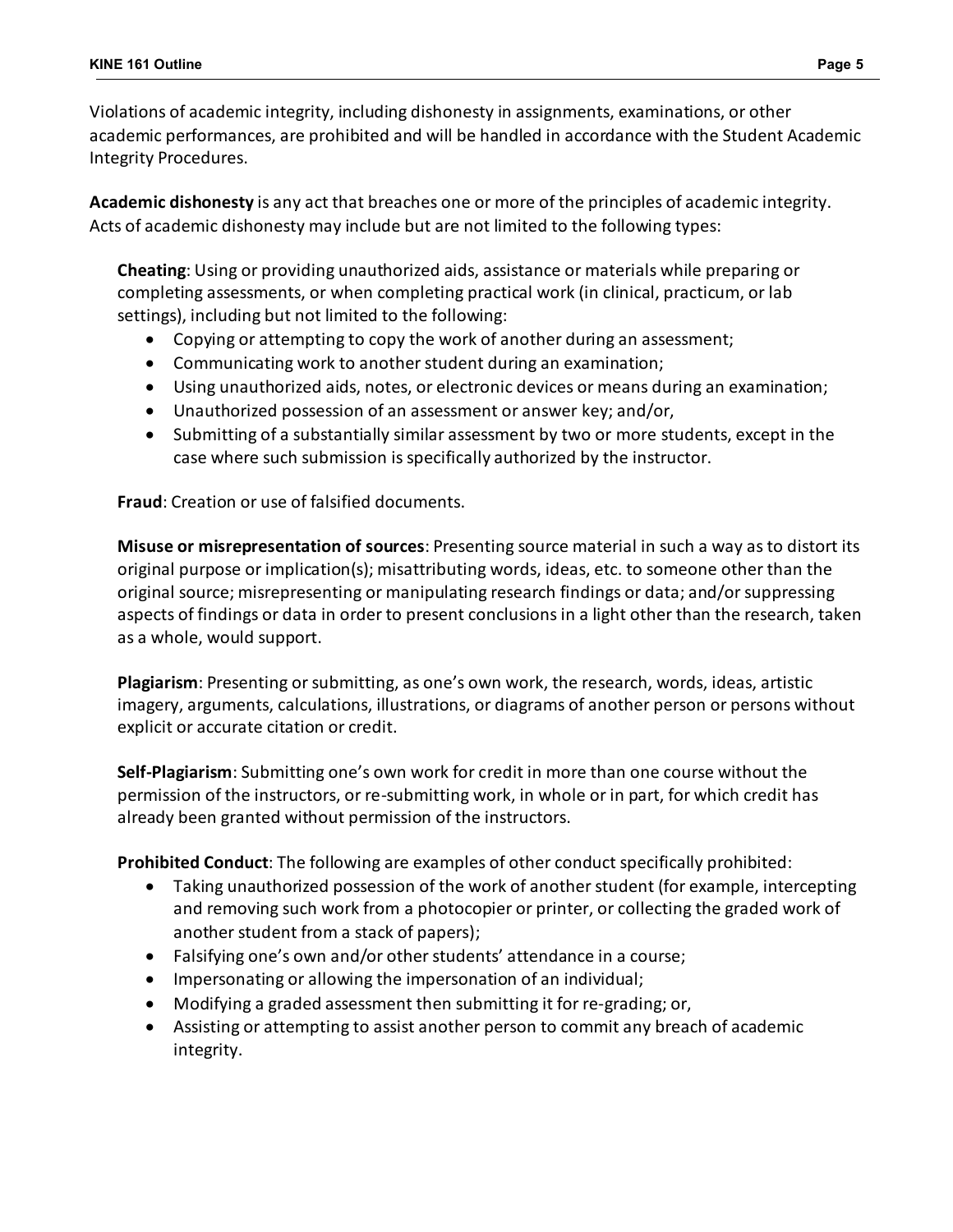Violations of academic integrity, including dishonesty in assignments, examinations, or other academic performances, are prohibited and will be handled in accordance with the Student Academic Integrity Procedures.

**Academic dishonesty** is any act that breaches one or more of the principles of academic integrity. Acts of academic dishonesty may include but are not limited to the following types:

**Cheating**: Using or providing unauthorized aids, assistance or materials while preparing or completing assessments, or when completing practical work (in clinical, practicum, or lab settings), including but not limited to the following:

- Copying or attempting to copy the work of another during an assessment;
- Communicating work to another student during an examination;
- Using unauthorized aids, notes, or electronic devices or means during an examination;
- Unauthorized possession of an assessment or answer key; and/or,
- Submitting of a substantially similar assessment by two or more students, except in the case where such submission is specifically authorized by the instructor.

**Fraud**: Creation or use of falsified documents.

**Misuse or misrepresentation of sources**: Presenting source material in such a way as to distort its original purpose or implication(s); misattributing words, ideas, etc. to someone other than the original source; misrepresenting or manipulating research findings or data; and/or suppressing aspects of findings or data in order to present conclusions in a light other than the research, taken as a whole, would support.

**Plagiarism**: Presenting or submitting, as one's own work, the research, words, ideas, artistic imagery, arguments, calculations, illustrations, or diagrams of another person or persons without explicit or accurate citation or credit.

**Self-Plagiarism**: Submitting one's own work for credit in more than one course without the permission of the instructors, or re-submitting work, in whole or in part, for which credit has already been granted without permission of the instructors.

**Prohibited Conduct**: The following are examples of other conduct specifically prohibited:

- Taking unauthorized possession of the work of another student (for example, intercepting and removing such work from a photocopier or printer, or collecting the graded work of another student from a stack of papers);
- Falsifying one's own and/or other students' attendance in a course;
- Impersonating or allowing the impersonation of an individual;
- Modifying a graded assessment then submitting it for re-grading; or,
- Assisting or attempting to assist another person to commit any breach of academic integrity.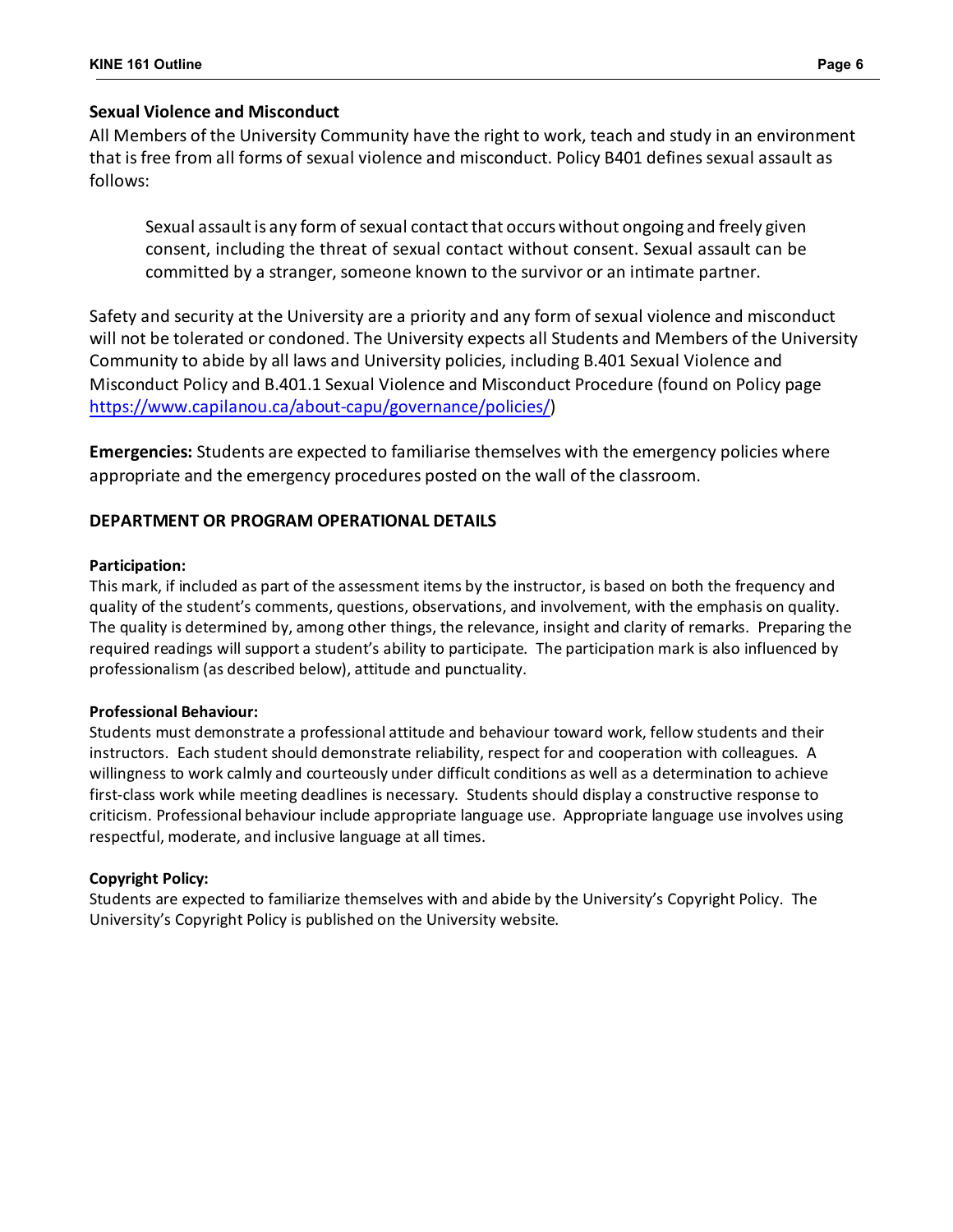### Sexual Violence and Misconduct

All Members of the University Community have the right to work, teach and study in an environment that is free from all forms of sexual violence and misconduct. Policy B401 defines sexual assault as follows:

> Sexual assault is any form of sexual contact that occurs without ongoing and freely given consent, including the threat of sexual contact without consent. Sexual assault can be committed by a stranger, someone known to the survivor or an intimate partner.

Safety and security at the University are a priority and any form of sexual violence and misconduct will not be tolerated or condoned. The University expects all Students and Members of the University Community to abide by all laws and University policies, including B.401 Sexual Violence and Misconduct Policy and B.401.1 Sexual Violence and Misconduct Procedure (found on Policy page https://www.capilanou.ca/about-capu/governance/policies/)

**Emergencies:** Students are expected to familiarise themselves with the emergency policies where appropriate and the emergency procedures posted on the wall of the classroom.

## DEPARTMENT OR PROGRAM OPERATIONAL DETAILS

**Participation:**

This mark, if included as part of the assessment items by the instructor, is based on both the frequency and quality of the student's comments, questions, observations, and involvement, with the emphasis on quality. The quality is determined by, among other things, the relevance, insight and clarity of remarks. Preparing the required readings will support a student's ability to participate. The participation mark is also influenced by professionalism (as described below), attitude and punctuality.

**Professional Behaviour:**

Students must demonstrate a professional attitude and behaviour toward work, fellow students and their instructors. Each student should demonstrate reliability, respect for and cooperation with colleagues. A willingness to work calmly and courteously under difficult conditions as well as a determination to achieve first-class work while meeting deadlines is necessary. Students should display a constructive response to criticism. Professional behaviour include appropriate language use. Appropriate language use involves using respectful, moderate, and inclusive language at all times.

**Copyright Policy:**

Students are expected to familiarize themselves with and abide by the University's Copyright Policy. The University's Copyright Policy is published on the University website.